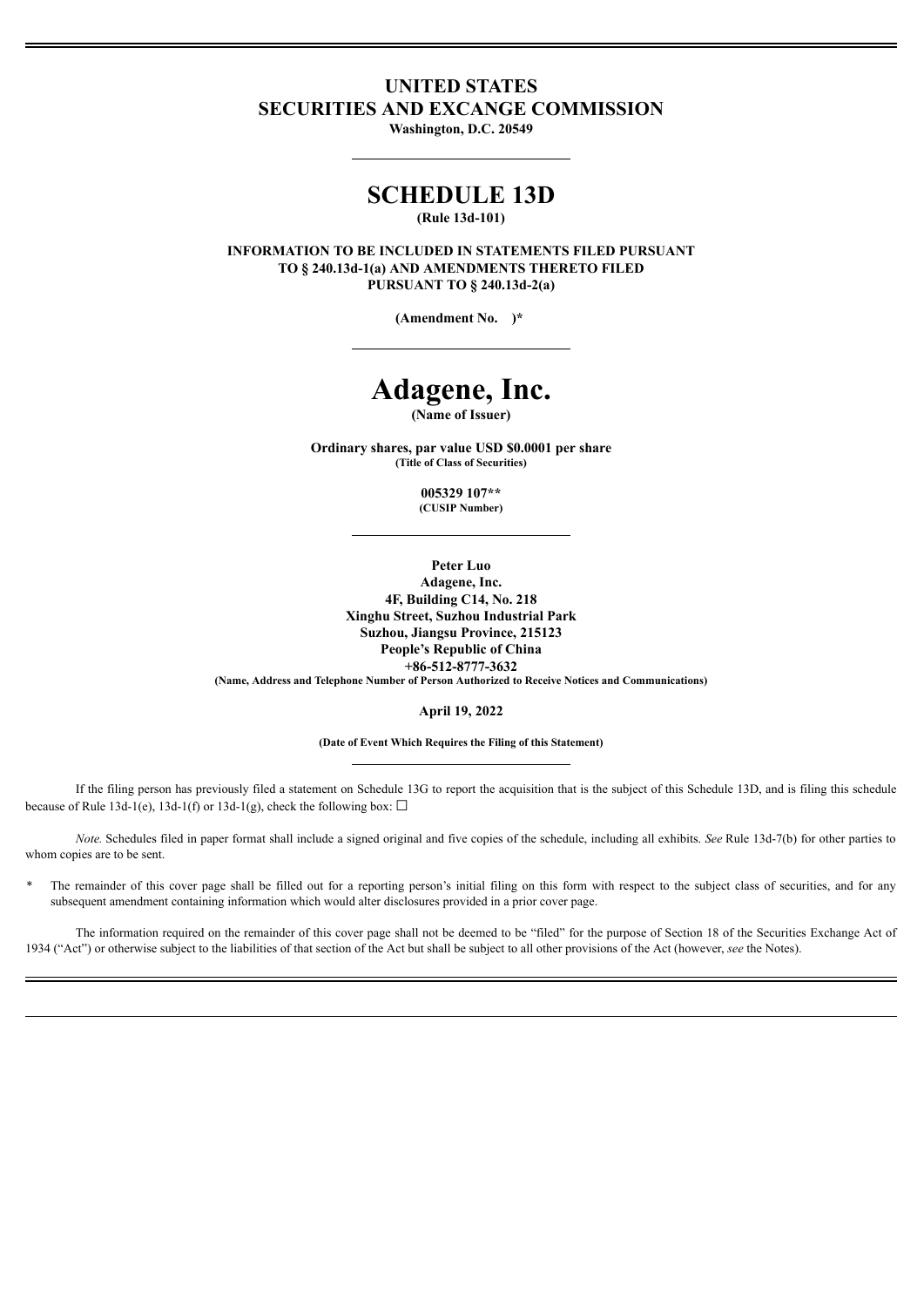# UNITED STATES
# SECURITIES AND EXCANGE COMMISSION

**Washington, D.C. 20549**

---

# SCHEDULE 13D

**(Rule 13d-101)**

**INFORMATION TO BE INCLUDED IN STATEMENTS FILED PURSUANT TO § 240.13d-1(a) AND AMENDMENTS THERETO FILED PURSUANT TO § 240.13d-2(a)**

**(Amendment No. )***

---

# Adagene, Inc.

**(Name of Issuer)**

**Ordinary shares, par value USD $0.0001 per share**
**(Title of Class of Securities)**

**005329 107****
**(CUSIP Number)**

---

**Peter Luo**
**Adagene, Inc.**
**4F, Building C14, No. 218**
**Xinghu Street, Suzhou Industrial Park**
**Suzhou, Jiangsu Province, 215123**
**People's Republic of China**
**+86-512-8777-3632**
**(Name, Address and Telephone Number of Person Authorized to Receive Notices and Communications)**

**April 19, 2022**

**(Date of Event Which Requires the Filing of this Statement)**

---

If the filing person has previously filed a statement on Schedule 13G to report the acquisition that is the subject of this Schedule 13D, and is filing this schedule because of Rule 13d-1(e), 13d-1(f) or 13d-1(g), check the following box: ☐

*Note.* Schedules filed in paper format shall include a signed original and five copies of the schedule, including all exhibits. *See* Rule 13d-7(b) for other parties to whom copies are to be sent.

\* The remainder of this cover page shall be filled out for a reporting person's initial filing on this form with respect to the subject class of securities, and for any subsequent amendment containing information which would alter disclosures provided in a prior cover page.

The information required on the remainder of this cover page shall not be deemed to be "filed" for the purpose of Section 18 of the Securities Exchange Act of 1934 ("Act") or otherwise subject to the liabilities of that section of the Act but shall be subject to all other provisions of the Act (however, *see* the Notes).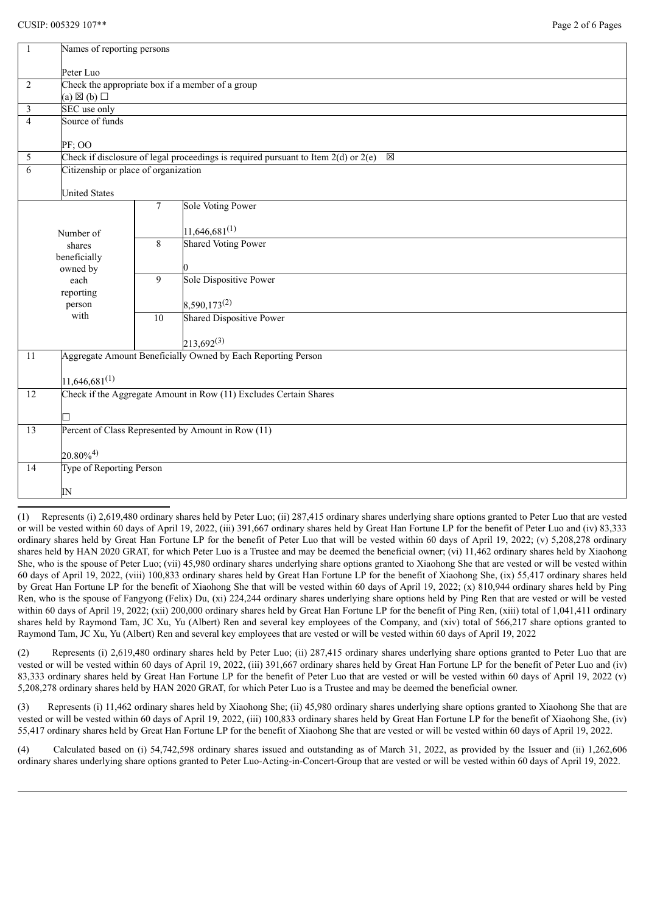CUSIP: 005329 107**

| 1 | Names of reporting persons<br><br>Peter Luo | | |
|---|---|---|---|
| 2 | Check the appropriate box if a member of a group<br>(a) ☒ (b) ☐ | | |
| 3 | SEC use only | | |
| 4 | Source of funds<br><br>PF; OO | | |
| 5 | Check if disclosure of legal proceedings is required pursuant to Item 2(d) or 2(e) ☒ | | |
| 6 | Citizenship or place of organization<br><br>United States | | |
| Number of shares beneficially owned by each reporting person with | 7 | Sole Voting Power<br><br>11,646,681[(1)] | |
| | 8 | Shared Voting Power<br><br>0 | |
| | 9 | Sole Dispositive Power<br><br>8,590,173[(2)] | |
| | 10 | Shared Dispositive Power<br><br>213,692[(3)] | |
| 11 | Aggregate Amount Beneficially Owned by Each Reporting Person<br><br>11,646,681[(1)] | | |
| 12 | Check if the Aggregate Amount in Row (11) Excludes Certain Shares<br><br>☐ | | |
| 13 | Percent of Class Represented by Amount in Row (11)<br><br>20.80%[4)] | | |
| 14 | Type of Reporting Person<br><br>IN | | |

(1) Represents (i) 2,619,480 ordinary shares held by Peter Luo; (ii) 287,415 ordinary shares underlying share options granted to Peter Luo that are vested or will be vested within 60 days of April 19, 2022, (iii) 391,667 ordinary shares held by Great Han Fortune LP for the benefit of Peter Luo and (iv) 83,333 ordinary shares held by Great Han Fortune LP for the benefit of Peter Luo that will be vested within 60 days of April 19, 2022; (v) 5,208,278 ordinary shares held by HAN 2020 GRAT, for which Peter Luo is a Trustee and may be deemed the beneficial owner; (vi) 11,462 ordinary shares held by Xiaohong She, who is the spouse of Peter Luo; (vii) 45,980 ordinary shares underlying share options granted to Xiaohong She that are vested or will be vested within 60 days of April 19, 2022, (viii) 100,833 ordinary shares held by Great Han Fortune LP for the benefit of Xiaohong She, (ix) 55,417 ordinary shares held by Great Han Fortune LP for the benefit of Xiaohong She that will be vested within 60 days of April 19, 2022; (x) 810,944 ordinary shares held by Ping Ren, who is the spouse of Fangyong (Felix) Du, (xi) 224,244 ordinary shares underlying share options held by Ping Ren that are vested or will be vested within 60 days of April 19, 2022; (xii) 200,000 ordinary shares held by Great Han Fortune LP for the benefit of Ping Ren, (xiii) total of 1,041,411 ordinary shares held by Raymond Tam, JC Xu, Yu (Albert) Ren and several key employees of the Company, and (xiv) total of 566,217 share options granted to Raymond Tam, JC Xu, Yu (Albert) Ren and several key employees that are vested or will be vested within 60 days of April 19, 2022

(2) Represents (i) 2,619,480 ordinary shares held by Peter Luo; (ii) 287,415 ordinary shares underlying share options granted to Peter Luo that are vested or will be vested within 60 days of April 19, 2022, (iii) 391,667 ordinary shares held by Great Han Fortune LP for the benefit of Peter Luo and (iv) 83,333 ordinary shares held by Great Han Fortune LP for the benefit of Peter Luo that are vested or will be vested within 60 days of April 19, 2022 (v) 5,208,278 ordinary shares held by HAN 2020 GRAT, for which Peter Luo is a Trustee and may be deemed the beneficial owner.

(3) Represents (i) 11,462 ordinary shares held by Xiaohong She; (ii) 45,980 ordinary shares underlying share options granted to Xiaohong She that are vested or will be vested within 60 days of April 19, 2022, (iii) 100,833 ordinary shares held by Great Han Fortune LP for the benefit of Xiaohong She, (iv) 55,417 ordinary shares held by Great Han Fortune LP for the benefit of Xiaohong She that are vested or will be vested within 60 days of April 19, 2022.

(4) Calculated based on (i) 54,742,598 ordinary shares issued and outstanding as of March 31, 2022, as provided by the Issuer and (ii) 1,262,606 ordinary shares underlying share options granted to Peter Luo-Acting-in-Concert-Group that are vested or will be vested within 60 days of April 19, 2022.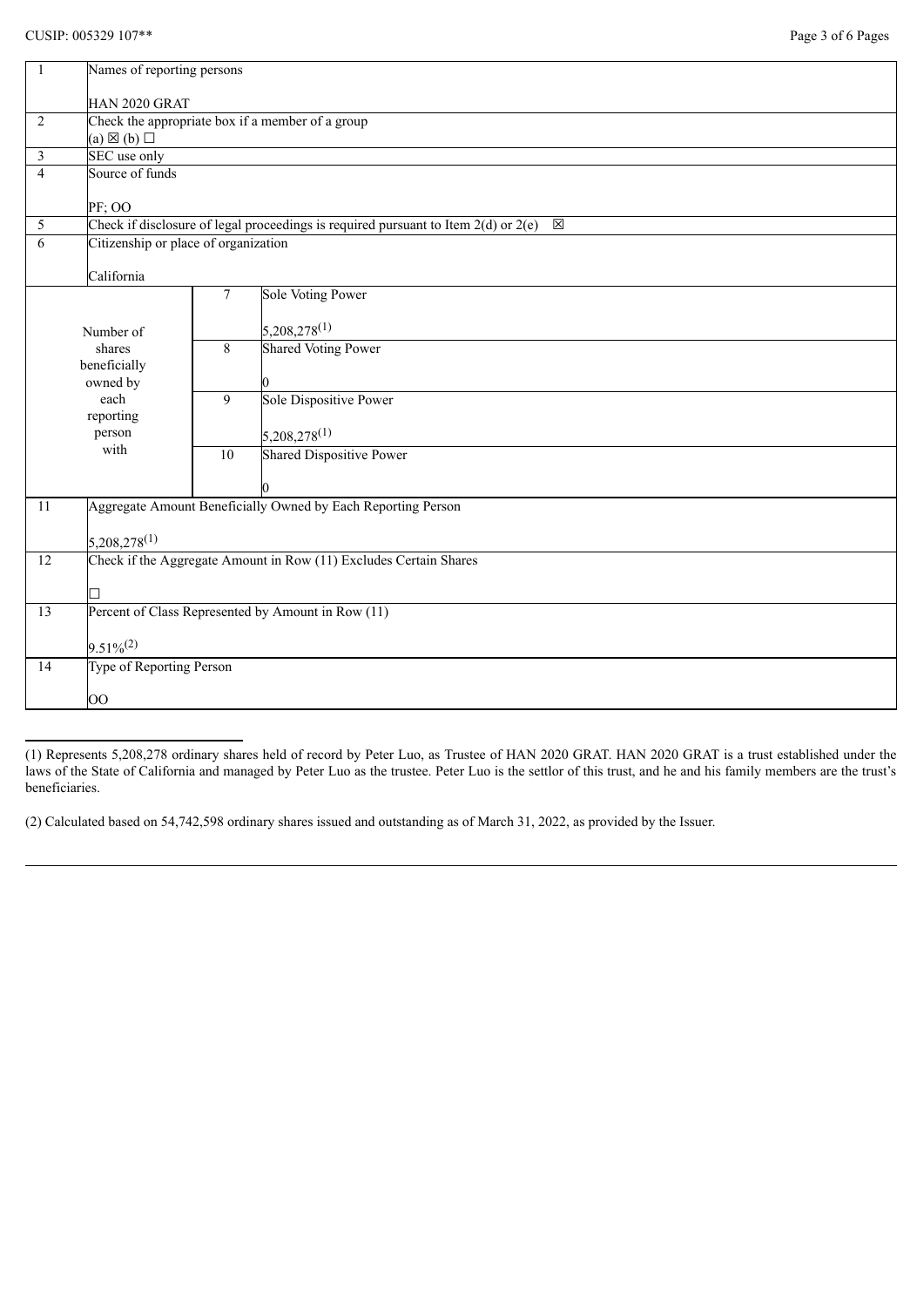CUSIP: 005329 107**

| 1 | Names of reporting persons<br><br>HAN 2020 GRAT | | |
|---|---|---|---|
| 2 | Check the appropriate box if a member of a group<br>(a) ☒ (b) ☐ | | |
| 3 | SEC use only | | |
| 4 | Source of funds<br><br>PF; OO | | |
| 5 | Check if disclosure of legal proceedings is required pursuant to Item 2(d) or 2(e) ☒ | | |
| 6 | Citizenship or place of organization<br><br>California | | |
| Number of shares beneficially owned by each reporting person with | | 7 | Sole Voting Power<br><br>5,208,278[1] |
| | | 8 | Shared Voting Power<br><br>0 |
| | | 9 | Sole Dispositive Power<br><br>5,208,278[1] |
| | | 10 | Shared Dispositive Power<br><br>0 |
| 11 | Aggregate Amount Beneficially Owned by Each Reporting Person<br><br>5,208,278[1] | | |
| 12 | Check if the Aggregate Amount in Row (11) Excludes Certain Shares<br><br>☐ | | |
| 13 | Percent of Class Represented by Amount in Row (11)<br><br>9.51%[2] | | |
| 14 | Type of Reporting Person<br><br>OO | | |

(1) Represents 5,208,278 ordinary shares held of record by Peter Luo, as Trustee of HAN 2020 GRAT. HAN 2020 GRAT is a trust established under the laws of the State of California and managed by Peter Luo as the trustee. Peter Luo is the settlor of this trust, and he and his family members are the trust's beneficiaries.

(2) Calculated based on 54,742,598 ordinary shares issued and outstanding as of March 31, 2022, as provided by the Issuer.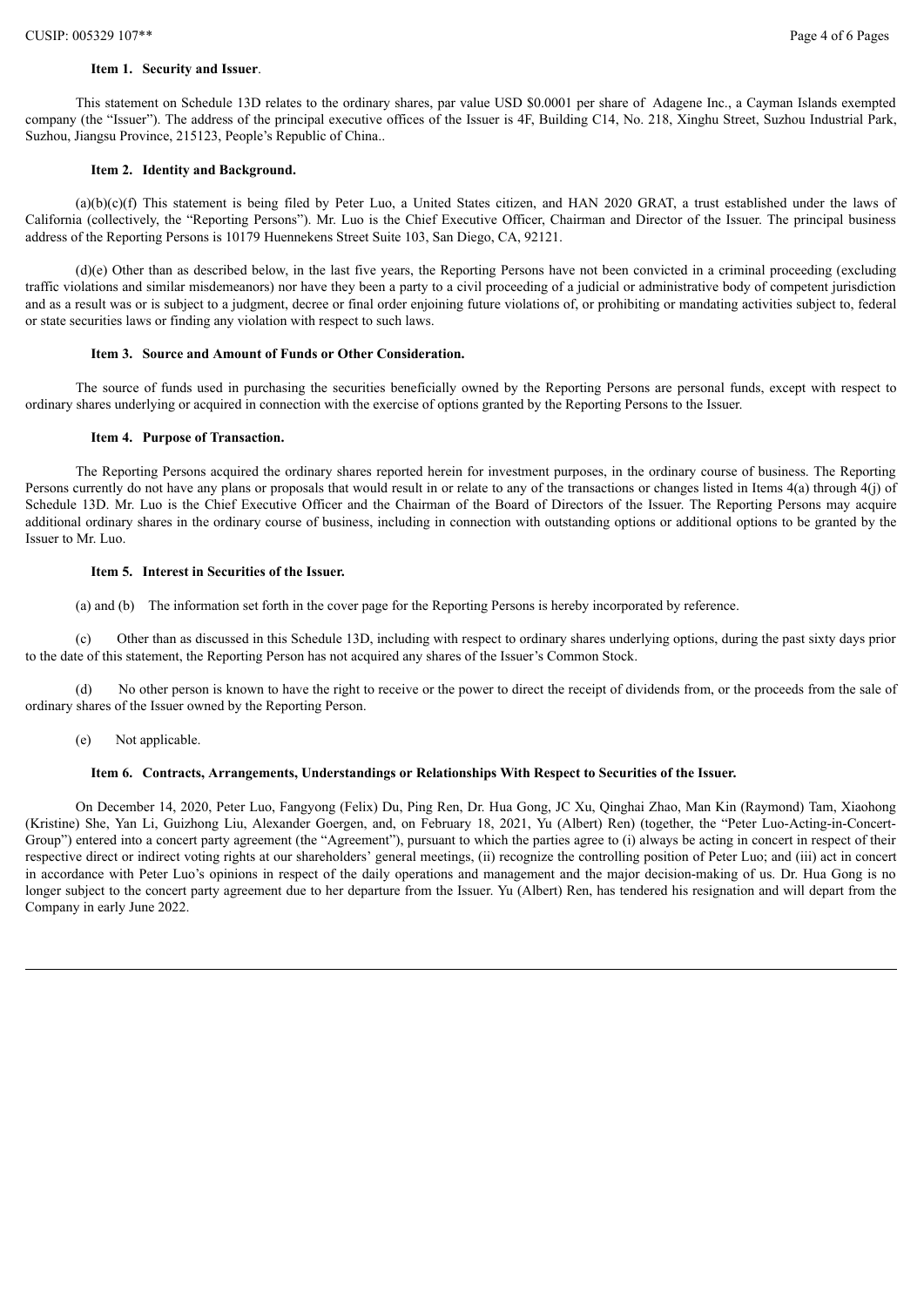**Item 1. Security and Issuer**.

This statement on Schedule 13D relates to the ordinary shares, par value USD $0.0001 per share of Adagene Inc., a Cayman Islands exempted company (the "Issuer"). The address of the principal executive offices of the Issuer is 4F, Building C14, No. 218, Xinghu Street, Suzhou Industrial Park, Suzhou, Jiangsu Province, 215123, People's Republic of China..

**Item 2. Identity and Background.**

(a)(b)(c)(f) This statement is being filed by Peter Luo, a United States citizen, and HAN 2020 GRAT, a trust established under the laws of California (collectively, the "Reporting Persons"). Mr. Luo is the Chief Executive Officer, Chairman and Director of the Issuer. The principal business address of the Reporting Persons is 10179 Huennekens Street Suite 103, San Diego, CA, 92121.

(d)(e) Other than as described below, in the last five years, the Reporting Persons have not been convicted in a criminal proceeding (excluding traffic violations and similar misdemeanors) nor have they been a party to a civil proceeding of a judicial or administrative body of competent jurisdiction and as a result was or is subject to a judgment, decree or final order enjoining future violations of, or prohibiting or mandating activities subject to, federal or state securities laws or finding any violation with respect to such laws.

**Item 3. Source and Amount of Funds or Other Consideration.**

The source of funds used in purchasing the securities beneficially owned by the Reporting Persons are personal funds, except with respect to ordinary shares underlying or acquired in connection with the exercise of options granted by the Reporting Persons to the Issuer.

**Item 4. Purpose of Transaction.**

The Reporting Persons acquired the ordinary shares reported herein for investment purposes, in the ordinary course of business. The Reporting Persons currently do not have any plans or proposals that would result in or relate to any of the transactions or changes listed in Items 4(a) through 4(j) of Schedule 13D. Mr. Luo is the Chief Executive Officer and the Chairman of the Board of Directors of the Issuer. The Reporting Persons may acquire additional ordinary shares in the ordinary course of business, including in connection with outstanding options or additional options to be granted by the Issuer to Mr. Luo.

**Item 5. Interest in Securities of the Issuer.**

(a) and (b) The information set forth in the cover page for the Reporting Persons is hereby incorporated by reference.

(c) Other than as discussed in this Schedule 13D, including with respect to ordinary shares underlying options, during the past sixty days prior to the date of this statement, the Reporting Person has not acquired any shares of the Issuer's Common Stock.

(d) No other person is known to have the right to receive or the power to direct the receipt of dividends from, or the proceeds from the sale of ordinary shares of the Issuer owned by the Reporting Person.

(e) Not applicable.

**Item 6. Contracts, Arrangements, Understandings or Relationships With Respect to Securities of the Issuer.**

On December 14, 2020, Peter Luo, Fangyong (Felix) Du, Ping Ren, Dr. Hua Gong, JC Xu, Qinghai Zhao, Man Kin (Raymond) Tam, Xiaohong (Kristine) She, Yan Li, Guizhong Liu, Alexander Goergen, and, on February 18, 2021, Yu (Albert) Ren) (together, the "Peter Luo-Acting-in-Concert-Group") entered into a concert party agreement (the "Agreement"), pursuant to which the parties agree to (i) always be acting in concert in respect of their respective direct or indirect voting rights at our shareholders' general meetings, (ii) recognize the controlling position of Peter Luo; and (iii) act in concert in accordance with Peter Luo's opinions in respect of the daily operations and management and the major decision-making of us. Dr. Hua Gong is no longer subject to the concert party agreement due to her departure from the Issuer. Yu (Albert) Ren, has tendered his resignation and will depart from the Company in early June 2022.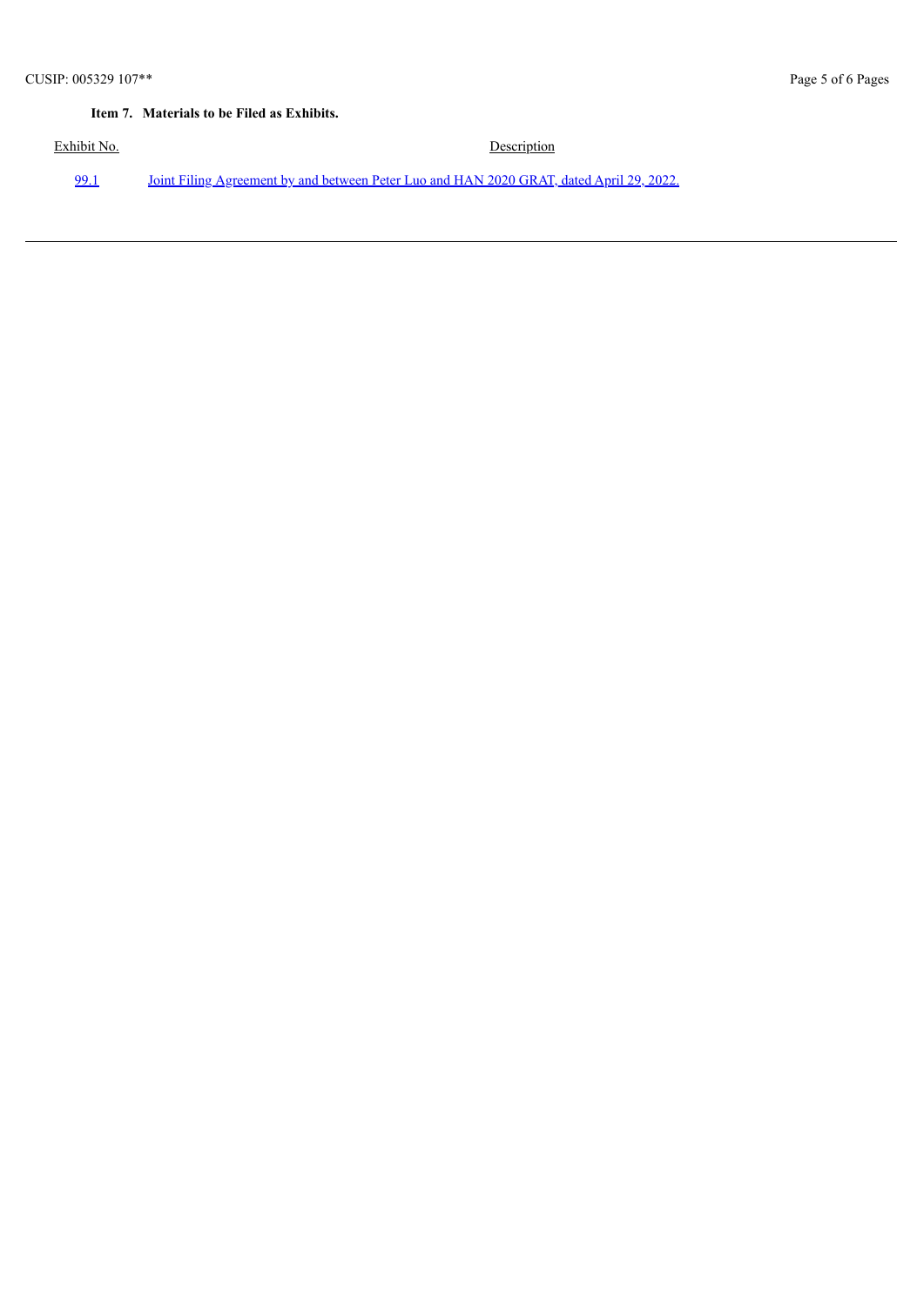**Item 7. Materials to be Filed as Exhibits.**

| Exhibit No. | Description |
| --- | --- |
| 99.1 | Joint Filing Agreement by and between Peter Luo and HAN 2020 GRAT, dated April 29, 2022. |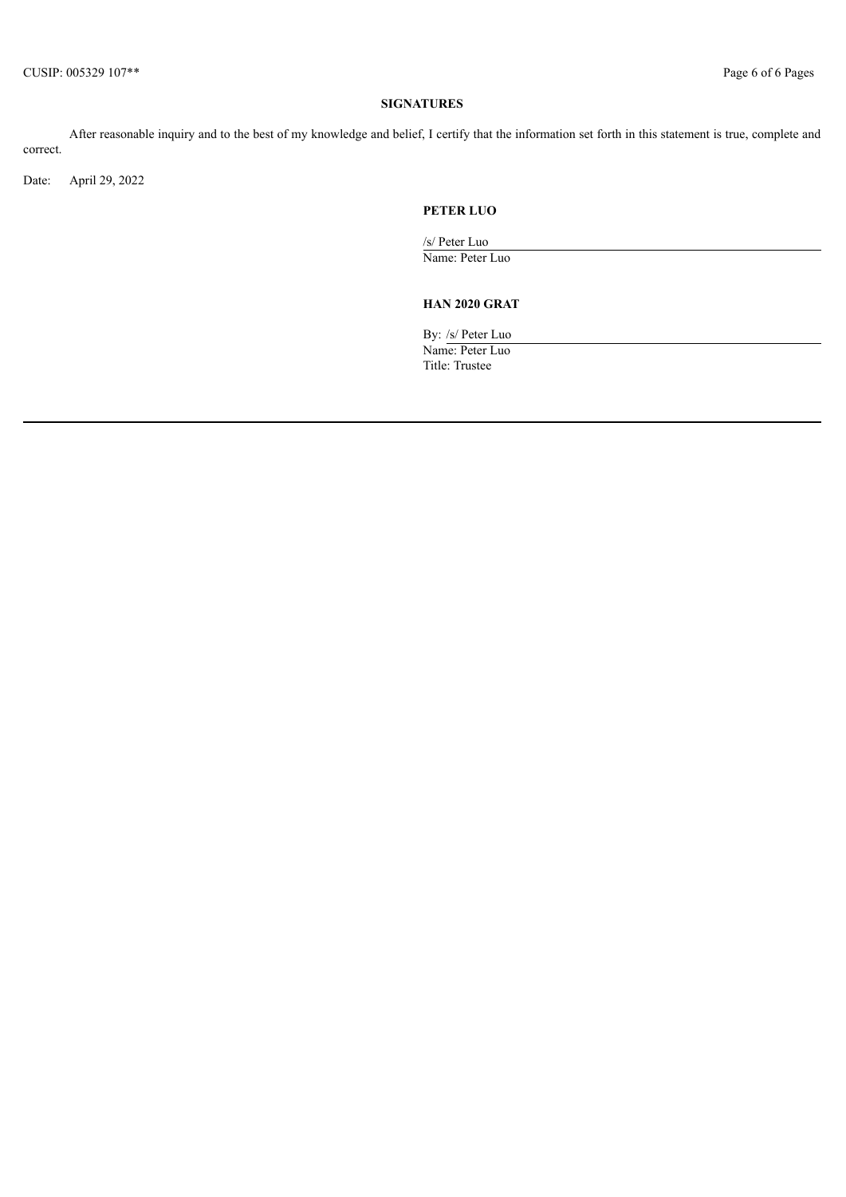**SIGNATURES**

After reasonable inquiry and to the best of my knowledge and belief, I certify that the information set forth in this statement is true, complete and correct.

Date: April 29, 2022

**PETER LUO**

/s/ Peter Luo
Name: Peter Luo

**HAN 2020 GRAT**

By: /s/ Peter Luo
Name: Peter Luo
Title: Trustee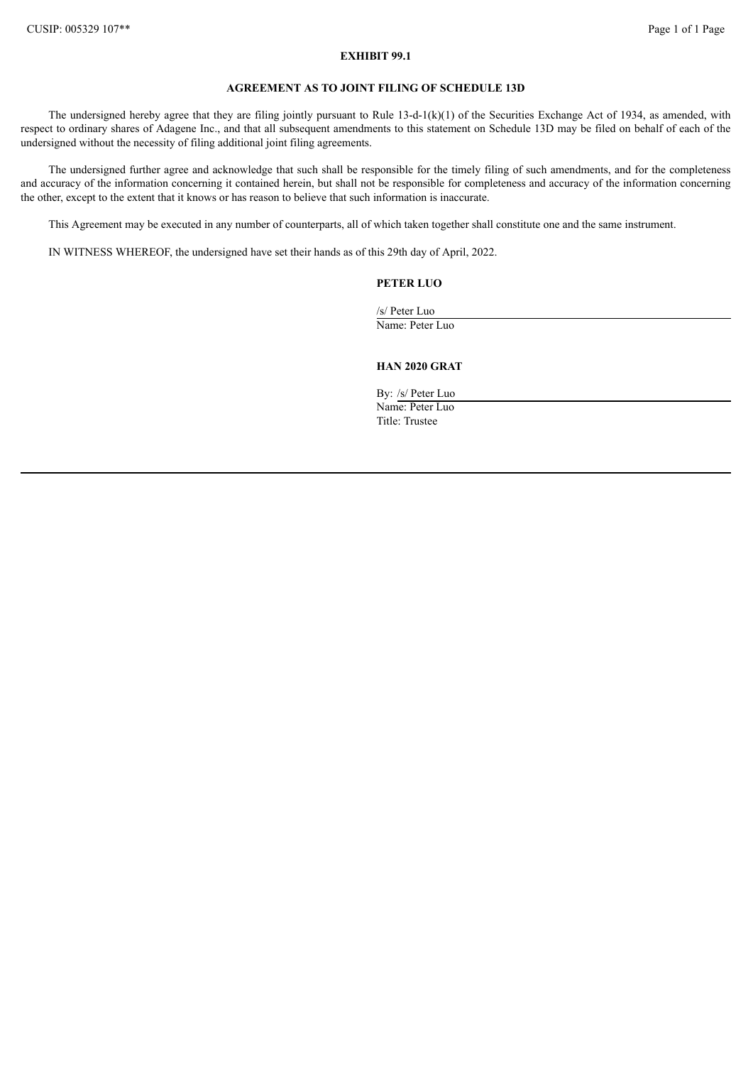**EXHIBIT 99.1**

**AGREEMENT AS TO JOINT FILING OF SCHEDULE 13D**

The undersigned hereby agree that they are filing jointly pursuant to Rule 13-d-1(k)(1) of the Securities Exchange Act of 1934, as amended, with respect to ordinary shares of Adagene Inc., and that all subsequent amendments to this statement on Schedule 13D may be filed on behalf of each of the undersigned without the necessity of filing additional joint filing agreements.

The undersigned further agree and acknowledge that such shall be responsible for the timely filing of such amendments, and for the completeness and accuracy of the information concerning it contained herein, but shall not be responsible for completeness and accuracy of the information concerning the other, except to the extent that it knows or has reason to believe that such information is inaccurate.

This Agreement may be executed in any number of counterparts, all of which taken together shall constitute one and the same instrument.

IN WITNESS WHEREOF, the undersigned have set their hands as of this 29th day of April, 2022.

**PETER LUO**

/s/ Peter Luo
Name: Peter Luo

**HAN 2020 GRAT**

By: /s/ Peter Luo
Name: Peter Luo
Title: Trustee